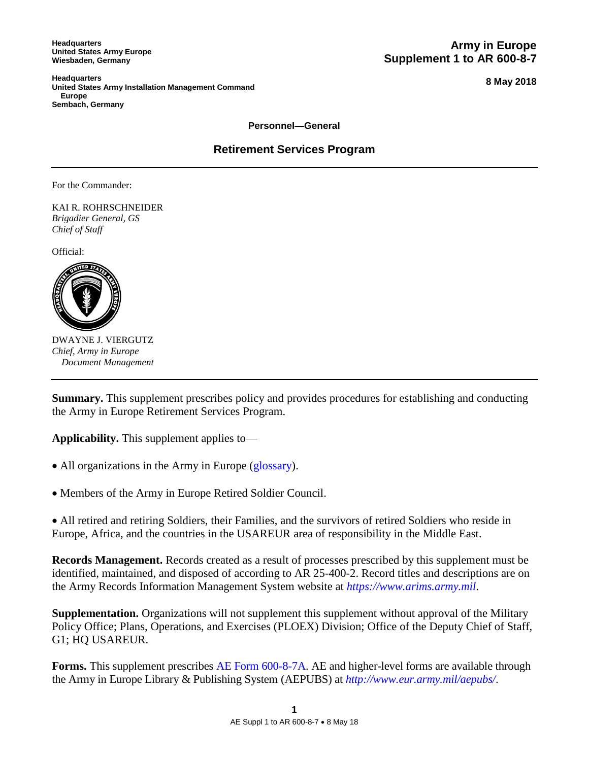**Headquarters**
**United States Army Europe**
**Wiesbaden, Germany**

**Headquarters**
**United States Army Installation Management Command Europe**
**Sembach, Germany**

**Army in Europe**
**Supplement 1 to AR 600-8-7**

**8 May 2018**

**Personnel—General**

## Retirement Services Program

---

For the Commander:

KAI R. ROHRSCHNEIDER
*Brigadier General, GS*
*Chief of Staff*

Official:

DWAYNE J. VIERGUTZ
*Chief, Army in Europe*
*Document Management*

---

**Summary.** This supplement prescribes policy and provides procedures for establishing and conducting the Army in Europe Retirement Services Program.

**Applicability.** This supplement applies to—

- All organizations in the Army in Europe (glossary).

- Members of the Army in Europe Retired Soldier Council.

- All retired and retiring Soldiers, their Families, and the survivors of retired Soldiers who reside in Europe, Africa, and the countries in the USAREUR area of responsibility in the Middle East.

**Records Management.** Records created as a result of processes prescribed by this supplement must be identified, maintained, and disposed of according to AR 25-400-2. Record titles and descriptions are on the Army Records Information Management System website at *https://www.arims.army.mil*.

**Supplementation.** Organizations will not supplement this supplement without approval of the Military Policy Office; Plans, Operations, and Exercises (PLOEX) Division; Office of the Deputy Chief of Staff, G1; HQ USAREUR.

**Forms.** This supplement prescribes AE Form 600-8-7A. AE and higher-level forms are available through the Army in Europe Library & Publishing System (AEPUBS) at *http://www.eur.army.mil/aepubs/*.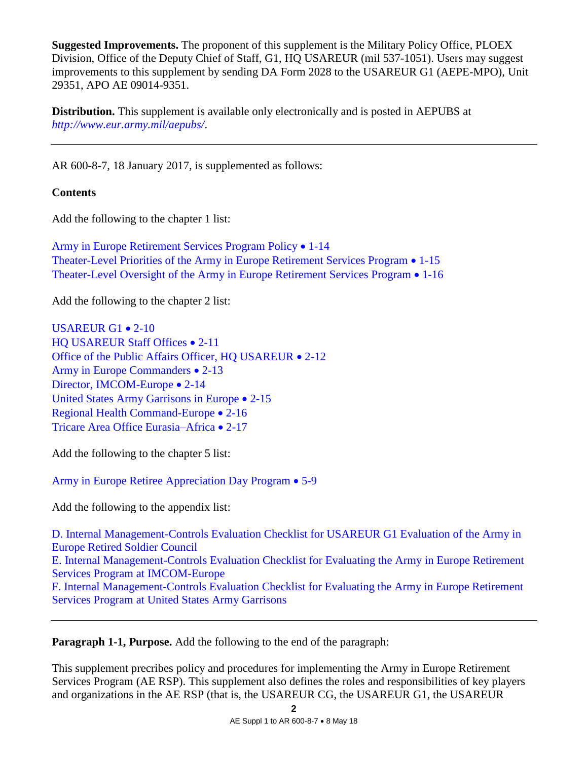**Suggested Improvements.** The proponent of this supplement is the Military Policy Office, PLOEX Division, Office of the Deputy Chief of Staff, G1, HQ USAREUR (mil 537-1051). Users may suggest improvements to this supplement by sending DA Form 2028 to the USAREUR G1 (AEPE-MPO), Unit 29351, APO AE 09014-9351.

**Distribution.** This supplement is available only electronically and is posted in AEPUBS at *http://www.eur.army.mil/aepubs/*.

---

AR 600-8-7, 18 January 2017, is supplemented as follows:

**Contents**

Add the following to the chapter 1 list:

Army in Europe Retirement Services Program Policy • 1-14
Theater-Level Priorities of the Army in Europe Retirement Services Program • 1-15
Theater-Level Oversight of the Army in Europe Retirement Services Program • 1-16

Add the following to the chapter 2 list:

USAREUR G1 • 2-10
HQ USAREUR Staff Offices • 2-11
Office of the Public Affairs Officer, HQ USAREUR • 2-12
Army in Europe Commanders • 2-13
Director, IMCOM-Europe • 2-14
United States Army Garrisons in Europe • 2-15
Regional Health Command-Europe • 2-16
Tricare Area Office Eurasia–Africa • 2-17

Add the following to the chapter 5 list:

Army in Europe Retiree Appreciation Day Program • 5-9

Add the following to the appendix list:

D. Internal Management-Controls Evaluation Checklist for USAREUR G1 Evaluation of the Army in Europe Retired Soldier Council
E. Internal Management-Controls Evaluation Checklist for Evaluating the Army in Europe Retirement Services Program at IMCOM-Europe
F. Internal Management-Controls Evaluation Checklist for Evaluating the Army in Europe Retirement Services Program at United States Army Garrisons

---

**Paragraph 1-1, Purpose.** Add the following to the end of the paragraph:

This supplement precribes policy and procedures for implementing the Army in Europe Retirement Services Program (AE RSP). This supplement also defines the roles and responsibilities of key players and organizations in the AE RSP (that is, the USAREUR CG, the USAREUR G1, the USAREUR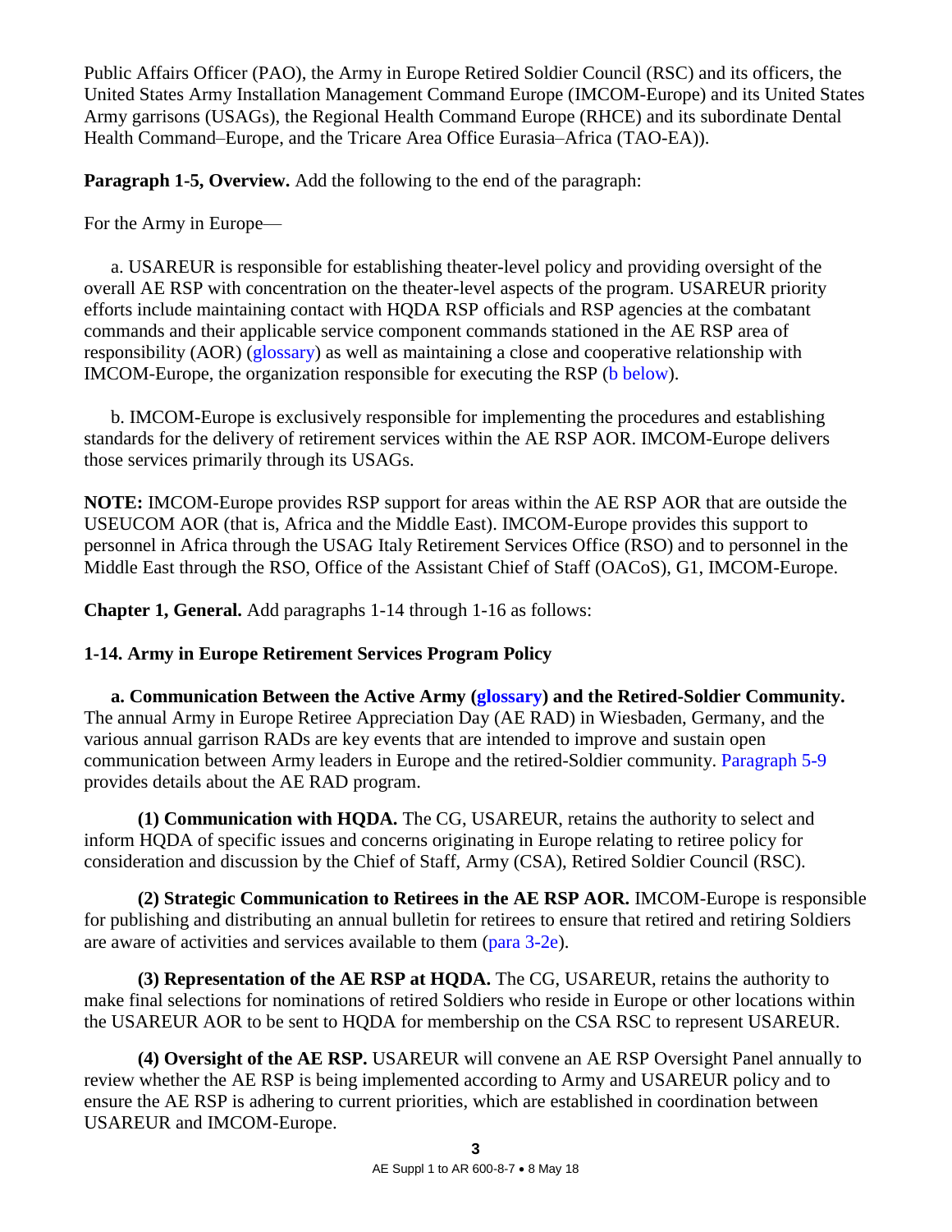Public Affairs Officer (PAO), the Army in Europe Retired Soldier Council (RSC) and its officers, the United States Army Installation Management Command Europe (IMCOM-Europe) and its United States Army garrisons (USAGs), the Regional Health Command Europe (RHCE) and its subordinate Dental Health Command–Europe, and the Tricare Area Office Eurasia–Africa (TAO-EA)).

**Paragraph 1-5, Overview.** Add the following to the end of the paragraph:

For the Army in Europe—

a. USAREUR is responsible for establishing theater-level policy and providing oversight of the overall AE RSP with concentration on the theater-level aspects of the program. USAREUR priority efforts include maintaining contact with HQDA RSP officials and RSP agencies at the combatant commands and their applicable service component commands stationed in the AE RSP area of responsibility (AOR) (glossary) as well as maintaining a close and cooperative relationship with IMCOM-Europe, the organization responsible for executing the RSP (b below).

b. IMCOM-Europe is exclusively responsible for implementing the procedures and establishing standards for the delivery of retirement services within the AE RSP AOR. IMCOM-Europe delivers those services primarily through its USAGs.

**NOTE:** IMCOM-Europe provides RSP support for areas within the AE RSP AOR that are outside the USEUCOM AOR (that is, Africa and the Middle East). IMCOM-Europe provides this support to personnel in Africa through the USAG Italy Retirement Services Office (RSO) and to personnel in the Middle East through the RSO, Office of the Assistant Chief of Staff (OACoS), G1, IMCOM-Europe.

**Chapter 1, General.** Add paragraphs 1-14 through 1-16 as follows:

**1-14. Army in Europe Retirement Services Program Policy**

**a. Communication Between the Active Army (glossary) and the Retired-Soldier Community.** The annual Army in Europe Retiree Appreciation Day (AE RAD) in Wiesbaden, Germany, and the various annual garrison RADs are key events that are intended to improve and sustain open communication between Army leaders in Europe and the retired-Soldier community. Paragraph 5-9 provides details about the AE RAD program.

**(1) Communication with HQDA.** The CG, USAREUR, retains the authority to select and inform HQDA of specific issues and concerns originating in Europe relating to retiree policy for consideration and discussion by the Chief of Staff, Army (CSA), Retired Soldier Council (RSC).

**(2) Strategic Communication to Retirees in the AE RSP AOR.** IMCOM-Europe is responsible for publishing and distributing an annual bulletin for retirees to ensure that retired and retiring Soldiers are aware of activities and services available to them (para 3-2e).

**(3) Representation of the AE RSP at HQDA.** The CG, USAREUR, retains the authority to make final selections for nominations of retired Soldiers who reside in Europe or other locations within the USAREUR AOR to be sent to HQDA for membership on the CSA RSC to represent USAREUR.

**(4) Oversight of the AE RSP.** USAREUR will convene an AE RSP Oversight Panel annually to review whether the AE RSP is being implemented according to Army and USAREUR policy and to ensure the AE RSP is adhering to current priorities, which are established in coordination between USAREUR and IMCOM-Europe.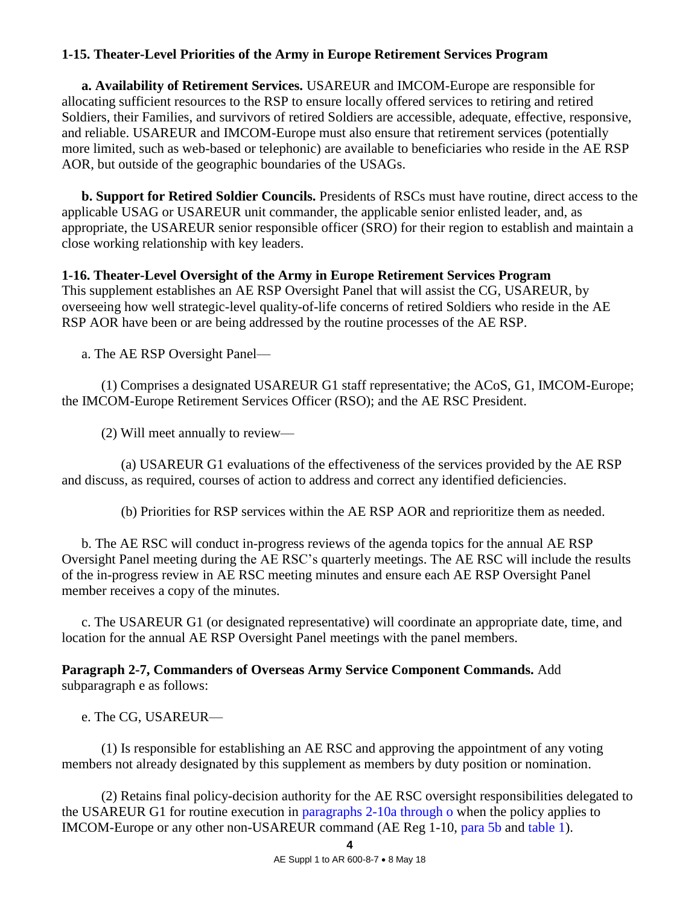**1-15. Theater-Level Priorities of the Army in Europe Retirement Services Program**

**a. Availability of Retirement Services.** USAREUR and IMCOM-Europe are responsible for allocating sufficient resources to the RSP to ensure locally offered services to retiring and retired Soldiers, their Families, and survivors of retired Soldiers are accessible, adequate, effective, responsive, and reliable. USAREUR and IMCOM-Europe must also ensure that retirement services (potentially more limited, such as web-based or telephonic) are available to beneficiaries who reside in the AE RSP AOR, but outside of the geographic boundaries of the USAGs.

**b. Support for Retired Soldier Councils.** Presidents of RSCs must have routine, direct access to the applicable USAG or USAREUR unit commander, the applicable senior enlisted leader, and, as appropriate, the USAREUR senior responsible officer (SRO) for their region to establish and maintain a close working relationship with key leaders.

**1-16. Theater-Level Oversight of the Army in Europe Retirement Services Program**

This supplement establishes an AE RSP Oversight Panel that will assist the CG, USAREUR, by overseeing how well strategic-level quality-of-life concerns of retired Soldiers who reside in the AE RSP AOR have been or are being addressed by the routine processes of the AE RSP.

a. The AE RSP Oversight Panel—

(1) Comprises a designated USAREUR G1 staff representative; the ACoS, G1, IMCOM-Europe; the IMCOM-Europe Retirement Services Officer (RSO); and the AE RSC President.

(2) Will meet annually to review—

(a) USAREUR G1 evaluations of the effectiveness of the services provided by the AE RSP and discuss, as required, courses of action to address and correct any identified deficiencies.

(b) Priorities for RSP services within the AE RSP AOR and reprioritize them as needed.

b. The AE RSC will conduct in-progress reviews of the agenda topics for the annual AE RSP Oversight Panel meeting during the AE RSC's quarterly meetings. The AE RSC will include the results of the in-progress review in AE RSC meeting minutes and ensure each AE RSP Oversight Panel member receives a copy of the minutes.

c. The USAREUR G1 (or designated representative) will coordinate an appropriate date, time, and location for the annual AE RSP Oversight Panel meetings with the panel members.

**Paragraph 2-7, Commanders of Overseas Army Service Component Commands.** Add subparagraph e as follows:

e. The CG, USAREUR—

(1) Is responsible for establishing an AE RSC and approving the appointment of any voting members not already designated by this supplement as members by duty position or nomination.

(2) Retains final policy-decision authority for the AE RSC oversight responsibilities delegated to the USAREUR G1 for routine execution in paragraphs 2-10a through o when the policy applies to IMCOM-Europe or any other non-USAREUR command (AE Reg 1-10, para 5b and table 1).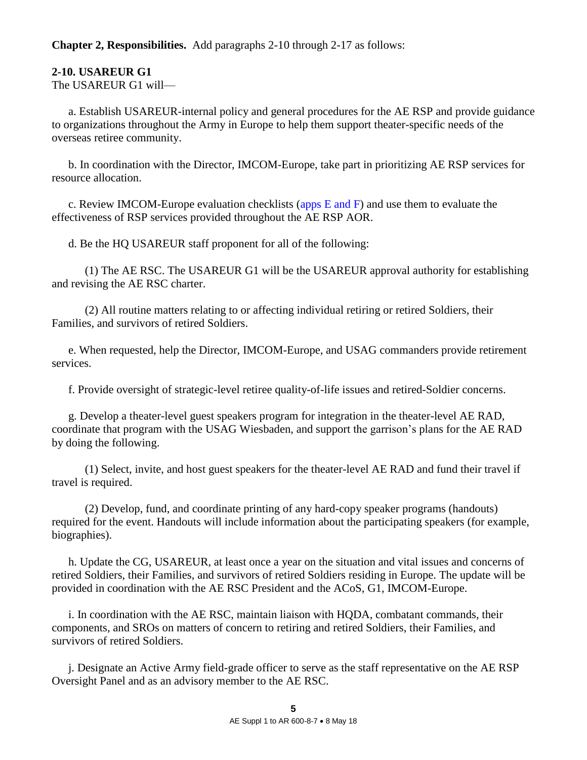**Chapter 2, Responsibilities.** Add paragraphs 2-10 through 2-17 as follows:

**2-10. USAREUR G1**

The USAREUR G1 will—

a. Establish USAREUR-internal policy and general procedures for the AE RSP and provide guidance to organizations throughout the Army in Europe to help them support theater-specific needs of the overseas retiree community.

b. In coordination with the Director, IMCOM-Europe, take part in prioritizing AE RSP services for resource allocation.

c. Review IMCOM-Europe evaluation checklists (apps E and F) and use them to evaluate the effectiveness of RSP services provided throughout the AE RSP AOR.

d. Be the HQ USAREUR staff proponent for all of the following:

(1) The AE RSC. The USAREUR G1 will be the USAREUR approval authority for establishing and revising the AE RSC charter.

(2) All routine matters relating to or affecting individual retiring or retired Soldiers, their Families, and survivors of retired Soldiers.

e. When requested, help the Director, IMCOM-Europe, and USAG commanders provide retirement services.

f. Provide oversight of strategic-level retiree quality-of-life issues and retired-Soldier concerns.

g. Develop a theater-level guest speakers program for integration in the theater-level AE RAD, coordinate that program with the USAG Wiesbaden, and support the garrison's plans for the AE RAD by doing the following.

(1) Select, invite, and host guest speakers for the theater-level AE RAD and fund their travel if travel is required.

(2) Develop, fund, and coordinate printing of any hard-copy speaker programs (handouts) required for the event. Handouts will include information about the participating speakers (for example, biographies).

h. Update the CG, USAREUR, at least once a year on the situation and vital issues and concerns of retired Soldiers, their Families, and survivors of retired Soldiers residing in Europe. The update will be provided in coordination with the AE RSC President and the ACoS, G1, IMCOM-Europe.

i. In coordination with the AE RSC, maintain liaison with HQDA, combatant commands, their components, and SROs on matters of concern to retiring and retired Soldiers, their Families, and survivors of retired Soldiers.

j. Designate an Active Army field-grade officer to serve as the staff representative on the AE RSP Oversight Panel and as an advisory member to the AE RSC.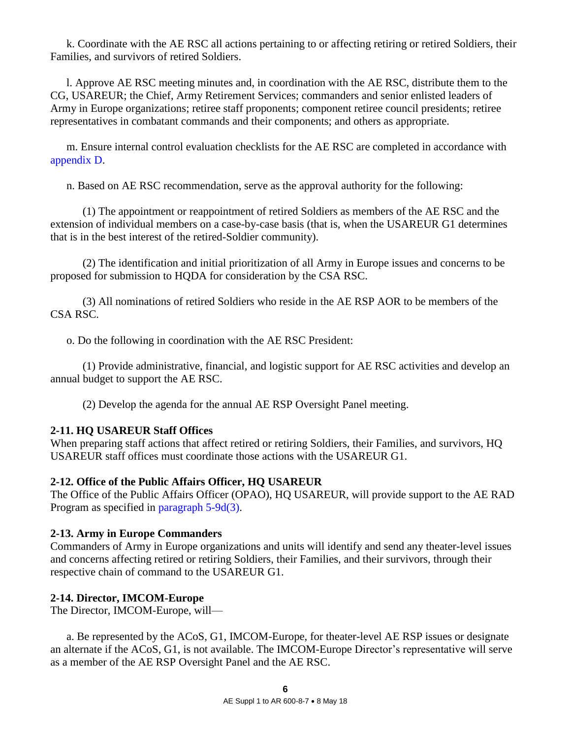k. Coordinate with the AE RSC all actions pertaining to or affecting retiring or retired Soldiers, their Families, and survivors of retired Soldiers.

l. Approve AE RSC meeting minutes and, in coordination with the AE RSC, distribute them to the CG, USAREUR; the Chief, Army Retirement Services; commanders and senior enlisted leaders of Army in Europe organizations; retiree staff proponents; component retiree council presidents; retiree representatives in combatant commands and their components; and others as appropriate.

m. Ensure internal control evaluation checklists for the AE RSC are completed in accordance with appendix D.

n. Based on AE RSC recommendation, serve as the approval authority for the following:

(1) The appointment or reappointment of retired Soldiers as members of the AE RSC and the extension of individual members on a case-by-case basis (that is, when the USAREUR G1 determines that is in the best interest of the retired-Soldier community).

(2) The identification and initial prioritization of all Army in Europe issues and concerns to be proposed for submission to HQDA for consideration by the CSA RSC.

(3) All nominations of retired Soldiers who reside in the AE RSP AOR to be members of the CSA RSC.

o. Do the following in coordination with the AE RSC President:

(1) Provide administrative, financial, and logistic support for AE RSC activities and develop an annual budget to support the AE RSC.

(2) Develop the agenda for the annual AE RSP Oversight Panel meeting.

**2-11. HQ USAREUR Staff Offices**
When preparing staff actions that affect retired or retiring Soldiers, their Families, and survivors, HQ USAREUR staff offices must coordinate those actions with the USAREUR G1.

**2-12. Office of the Public Affairs Officer, HQ USAREUR**
The Office of the Public Affairs Officer (OPAO), HQ USAREUR, will provide support to the AE RAD Program as specified in paragraph 5-9d(3).

**2-13. Army in Europe Commanders**
Commanders of Army in Europe organizations and units will identify and send any theater-level issues and concerns affecting retired or retiring Soldiers, their Families, and their survivors, through their respective chain of command to the USAREUR G1.

**2-14. Director, IMCOM-Europe**
The Director, IMCOM-Europe, will—

a. Be represented by the ACoS, G1, IMCOM-Europe, for theater-level AE RSP issues or designate an alternate if the ACoS, G1, is not available. The IMCOM-Europe Director's representative will serve as a member of the AE RSP Oversight Panel and the AE RSC.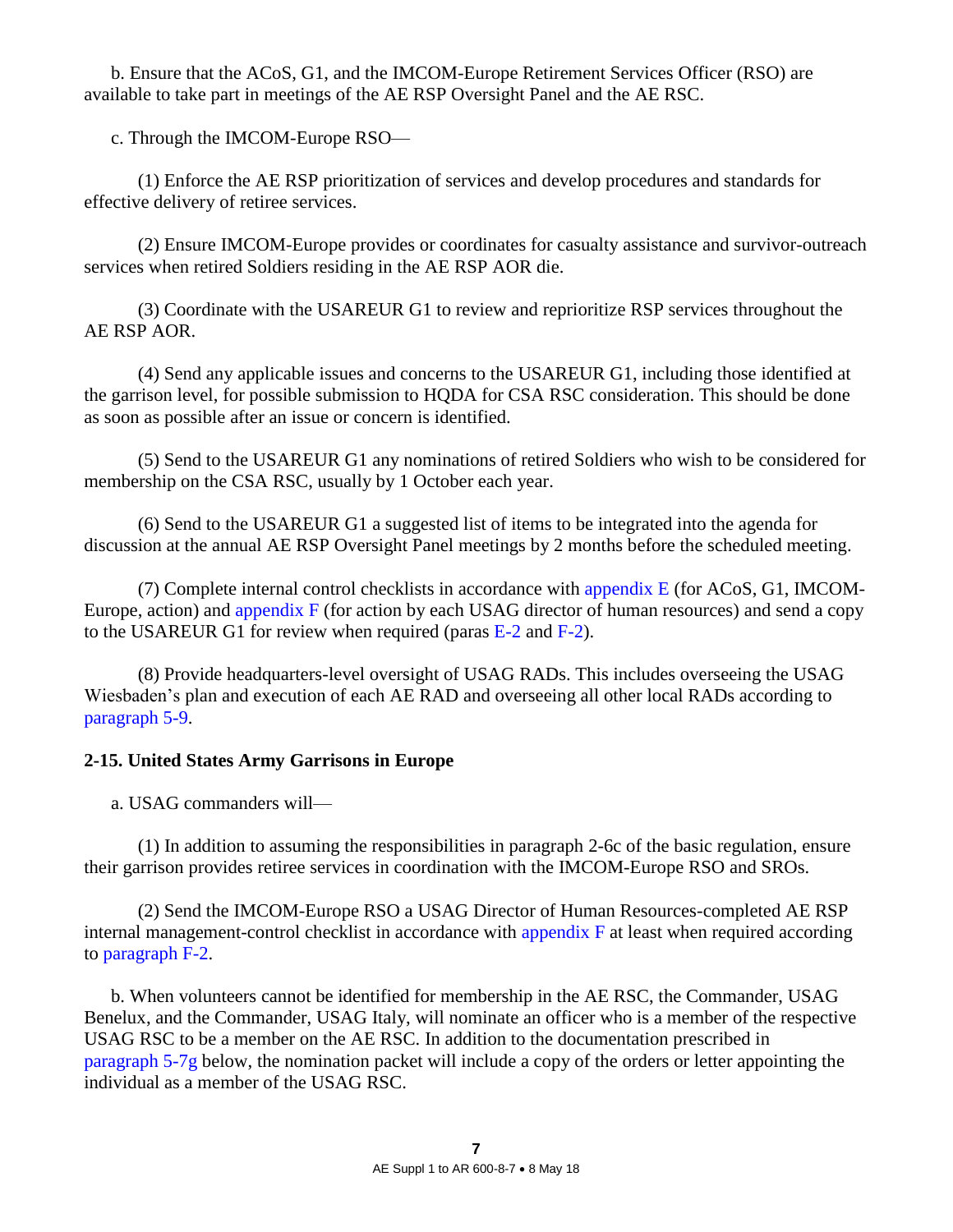b. Ensure that the ACoS, G1, and the IMCOM-Europe Retirement Services Officer (RSO) are available to take part in meetings of the AE RSP Oversight Panel and the AE RSC.

c. Through the IMCOM-Europe RSO—

(1) Enforce the AE RSP prioritization of services and develop procedures and standards for effective delivery of retiree services.

(2) Ensure IMCOM-Europe provides or coordinates for casualty assistance and survivor-outreach services when retired Soldiers residing in the AE RSP AOR die.

(3) Coordinate with the USAREUR G1 to review and reprioritize RSP services throughout the AE RSP AOR.

(4) Send any applicable issues and concerns to the USAREUR G1, including those identified at the garrison level, for possible submission to HQDA for CSA RSC consideration. This should be done as soon as possible after an issue or concern is identified.

(5) Send to the USAREUR G1 any nominations of retired Soldiers who wish to be considered for membership on the CSA RSC, usually by 1 October each year.

(6) Send to the USAREUR G1 a suggested list of items to be integrated into the agenda for discussion at the annual AE RSP Oversight Panel meetings by 2 months before the scheduled meeting.

(7) Complete internal control checklists in accordance with appendix E (for ACoS, G1, IMCOM-Europe, action) and appendix F (for action by each USAG director of human resources) and send a copy to the USAREUR G1 for review when required (paras E-2 and F-2).

(8) Provide headquarters-level oversight of USAG RADs. This includes overseeing the USAG Wiesbaden's plan and execution of each AE RAD and overseeing all other local RADs according to paragraph 5-9.

### 2-15. United States Army Garrisons in Europe

a. USAG commanders will—

(1) In addition to assuming the responsibilities in paragraph 2-6c of the basic regulation, ensure their garrison provides retiree services in coordination with the IMCOM-Europe RSO and SROs.

(2) Send the IMCOM-Europe RSO a USAG Director of Human Resources-completed AE RSP internal management-control checklist in accordance with appendix F at least when required according to paragraph F-2.

b. When volunteers cannot be identified for membership in the AE RSC, the Commander, USAG Benelux, and the Commander, USAG Italy, will nominate an officer who is a member of the respective USAG RSC to be a member on the AE RSC. In addition to the documentation prescribed in paragraph 5-7g below, the nomination packet will include a copy of the orders or letter appointing the individual as a member of the USAG RSC.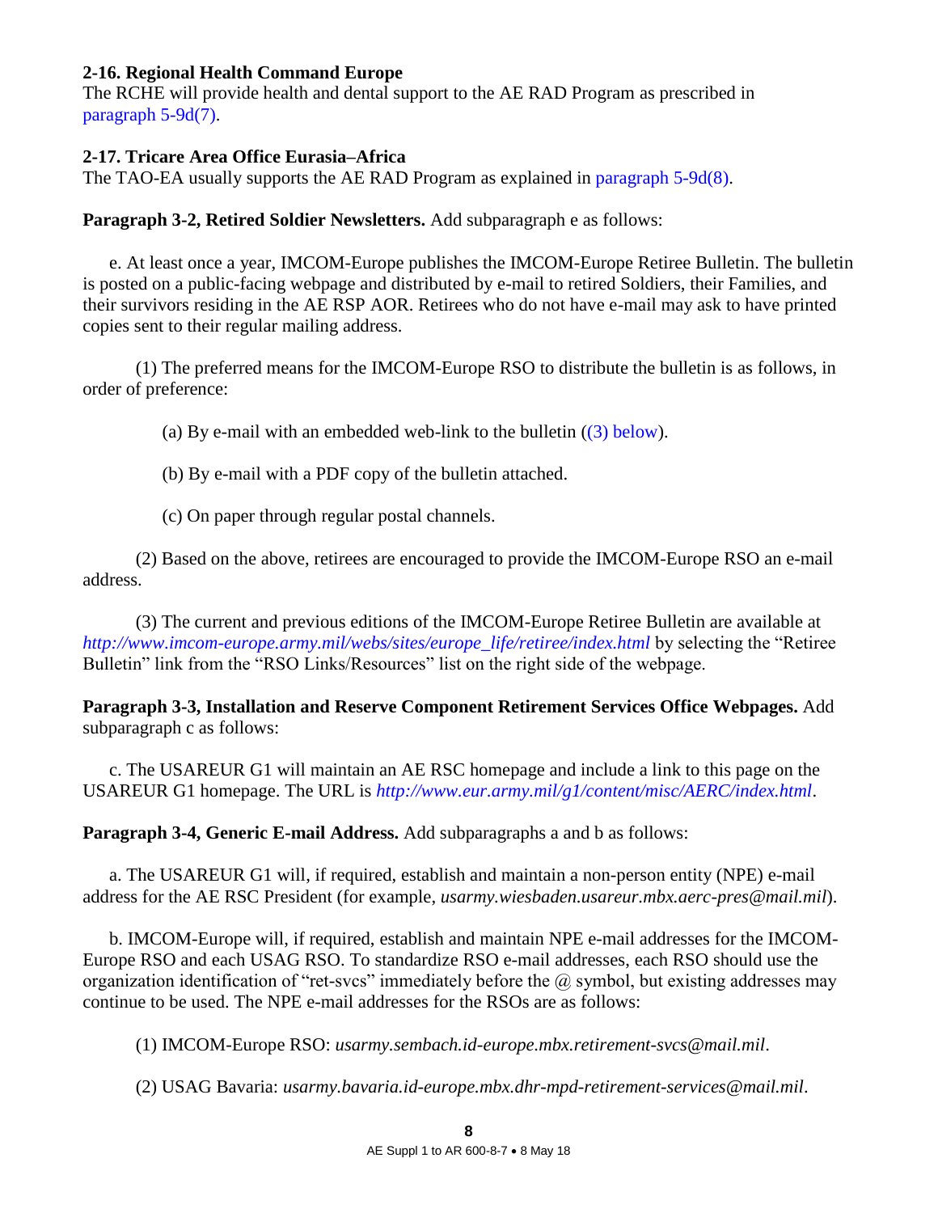## 2-16. Regional Health Command Europe

The RCHE will provide health and dental support to the AE RAD Program as prescribed in paragraph 5-9d(7).

## 2-17. Tricare Area Office Eurasia–Africa

The TAO-EA usually supports the AE RAD Program as explained in paragraph 5-9d(8).

**Paragraph 3-2, Retired Soldier Newsletters.** Add subparagraph e as follows:

e. At least once a year, IMCOM-Europe publishes the IMCOM-Europe Retiree Bulletin. The bulletin is posted on a public-facing webpage and distributed by e-mail to retired Soldiers, their Families, and their survivors residing in the AE RSP AOR. Retirees who do not have e-mail may ask to have printed copies sent to their regular mailing address.

(1) The preferred means for the IMCOM-Europe RSO to distribute the bulletin is as follows, in order of preference:

(a) By e-mail with an embedded web-link to the bulletin ((3) below).

(b) By e-mail with a PDF copy of the bulletin attached.

(c) On paper through regular postal channels.

(2) Based on the above, retirees are encouraged to provide the IMCOM-Europe RSO an e-mail address.

(3) The current and previous editions of the IMCOM-Europe Retiree Bulletin are available at *http://www.imcom-europe.army.mil/webs/sites/europe_life/retiree/index.html* by selecting the "Retiree Bulletin" link from the "RSO Links/Resources" list on the right side of the webpage.

**Paragraph 3-3, Installation and Reserve Component Retirement Services Office Webpages.** Add subparagraph c as follows:

c. The USAREUR G1 will maintain an AE RSC homepage and include a link to this page on the USAREUR G1 homepage. The URL is *http://www.eur.army.mil/g1/content/misc/AERC/index.html*.

**Paragraph 3-4, Generic E-mail Address.** Add subparagraphs a and b as follows:

a. The USAREUR G1 will, if required, establish and maintain a non-person entity (NPE) e-mail address for the AE RSC President (for example, *usarmy.wiesbaden.usareur.mbx.aerc-pres@mail.mil*).

b. IMCOM-Europe will, if required, establish and maintain NPE e-mail addresses for the IMCOM-Europe RSO and each USAG RSO. To standardize RSO e-mail addresses, each RSO should use the organization identification of "ret-svcs" immediately before the @ symbol, but existing addresses may continue to be used. The NPE e-mail addresses for the RSOs are as follows:

(1) IMCOM-Europe RSO: *usarmy.sembach.id-europe.mbx.retirement-svcs@mail.mil*.

(2) USAG Bavaria: *usarmy.bavaria.id-europe.mbx.dhr-mpd-retirement-services@mail.mil*.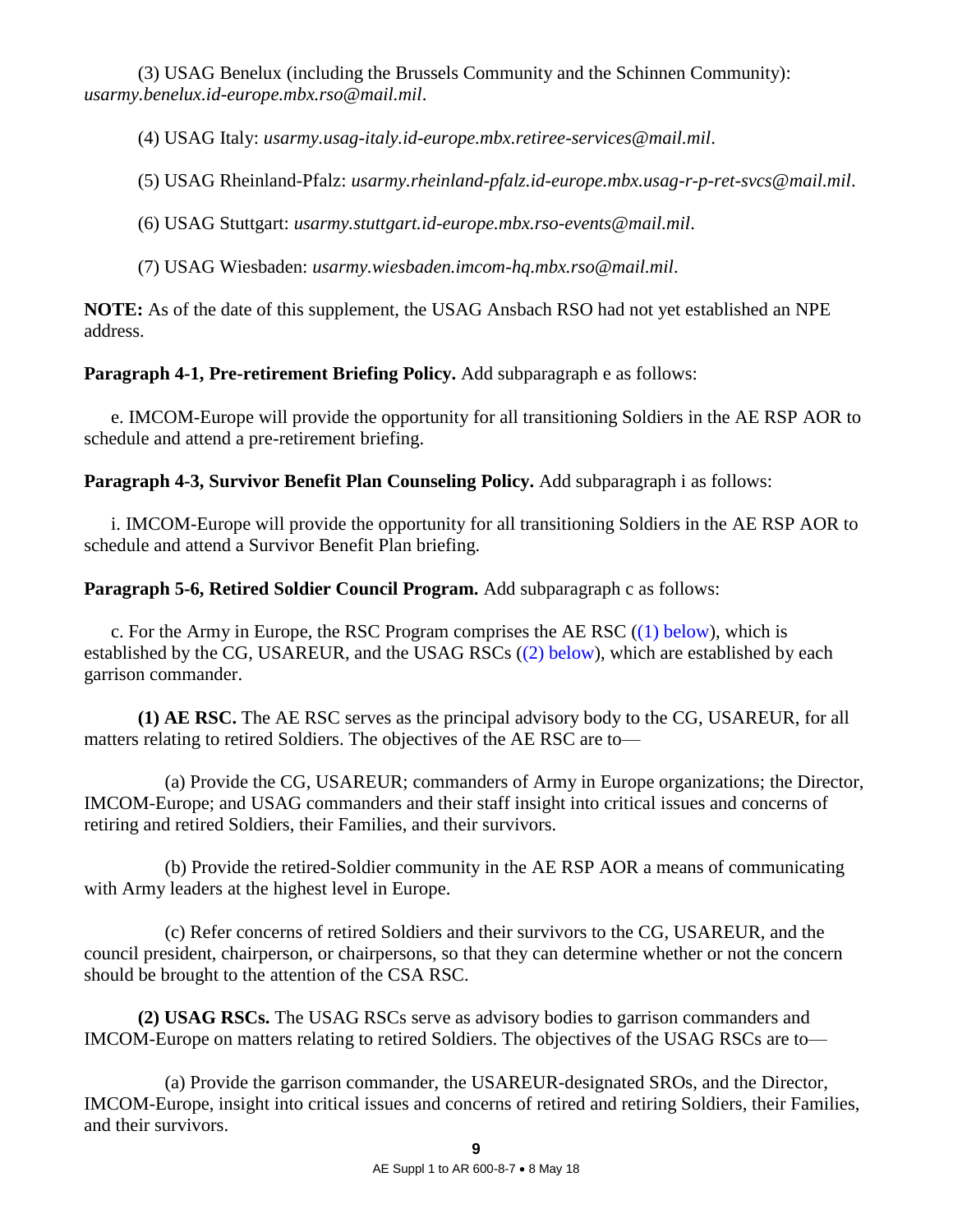(3) USAG Benelux (including the Brussels Community and the Schinnen Community): *usarmy.benelux.id-europe.mbx.rso@mail.mil*.

(4) USAG Italy: *usarmy.usag-italy.id-europe.mbx.retiree-services@mail.mil*.

(5) USAG Rheinland-Pfalz: *usarmy.rheinland-pfalz.id-europe.mbx.usag-r-p-ret-svcs@mail.mil*.

(6) USAG Stuttgart: *usarmy.stuttgart.id-europe.mbx.rso-events@mail.mil*.

(7) USAG Wiesbaden: *usarmy.wiesbaden.imcom-hq.mbx.rso@mail.mil*.

**NOTE:** As of the date of this supplement, the USAG Ansbach RSO had not yet established an NPE address.

**Paragraph 4-1, Pre-retirement Briefing Policy.** Add subparagraph e as follows:

e. IMCOM-Europe will provide the opportunity for all transitioning Soldiers in the AE RSP AOR to schedule and attend a pre-retirement briefing.

**Paragraph 4-3, Survivor Benefit Plan Counseling Policy.** Add subparagraph i as follows:

i. IMCOM-Europe will provide the opportunity for all transitioning Soldiers in the AE RSP AOR to schedule and attend a Survivor Benefit Plan briefing.

**Paragraph 5-6, Retired Soldier Council Program.** Add subparagraph c as follows:

c. For the Army in Europe, the RSC Program comprises the AE RSC ((1) below), which is established by the CG, USAREUR, and the USAG RSCs ((2) below), which are established by each garrison commander.

**(1) AE RSC.** The AE RSC serves as the principal advisory body to the CG, USAREUR, for all matters relating to retired Soldiers. The objectives of the AE RSC are to—

(a) Provide the CG, USAREUR; commanders of Army in Europe organizations; the Director, IMCOM-Europe; and USAG commanders and their staff insight into critical issues and concerns of retiring and retired Soldiers, their Families, and their survivors.

(b) Provide the retired-Soldier community in the AE RSP AOR a means of communicating with Army leaders at the highest level in Europe.

(c) Refer concerns of retired Soldiers and their survivors to the CG, USAREUR, and the council president, chairperson, or chairpersons, so that they can determine whether or not the concern should be brought to the attention of the CSA RSC.

**(2) USAG RSCs.** The USAG RSCs serve as advisory bodies to garrison commanders and IMCOM-Europe on matters relating to retired Soldiers. The objectives of the USAG RSCs are to—

(a) Provide the garrison commander, the USAREUR-designated SROs, and the Director, IMCOM-Europe, insight into critical issues and concerns of retired and retiring Soldiers, their Families, and their survivors.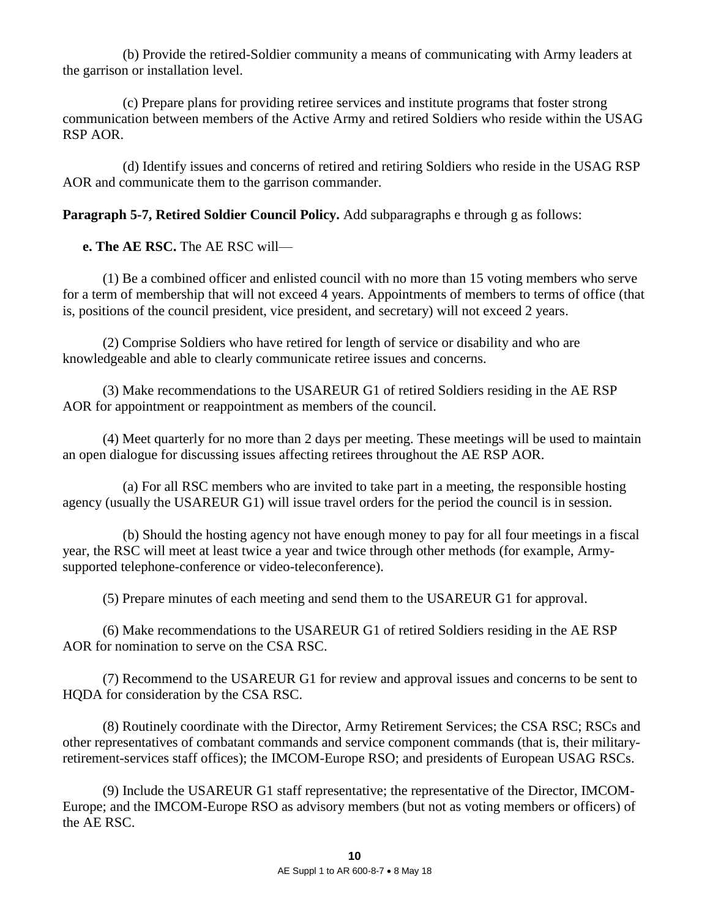(b) Provide the retired-Soldier community a means of communicating with Army leaders at the garrison or installation level.

(c) Prepare plans for providing retiree services and institute programs that foster strong communication between members of the Active Army and retired Soldiers who reside within the USAG RSP AOR.

(d) Identify issues and concerns of retired and retiring Soldiers who reside in the USAG RSP AOR and communicate them to the garrison commander.

**Paragraph 5-7, Retired Soldier Council Policy.** Add subparagraphs e through g as follows:

**e. The AE RSC.** The AE RSC will—

(1) Be a combined officer and enlisted council with no more than 15 voting members who serve for a term of membership that will not exceed 4 years. Appointments of members to terms of office (that is, positions of the council president, vice president, and secretary) will not exceed 2 years.

(2) Comprise Soldiers who have retired for length of service or disability and who are knowledgeable and able to clearly communicate retiree issues and concerns.

(3) Make recommendations to the USAREUR G1 of retired Soldiers residing in the AE RSP AOR for appointment or reappointment as members of the council.

(4) Meet quarterly for no more than 2 days per meeting. These meetings will be used to maintain an open dialogue for discussing issues affecting retirees throughout the AE RSP AOR.

(a) For all RSC members who are invited to take part in a meeting, the responsible hosting agency (usually the USAREUR G1) will issue travel orders for the period the council is in session.

(b) Should the hosting agency not have enough money to pay for all four meetings in a fiscal year, the RSC will meet at least twice a year and twice through other methods (for example, Army-supported telephone-conference or video-teleconference).

(5) Prepare minutes of each meeting and send them to the USAREUR G1 for approval.

(6) Make recommendations to the USAREUR G1 of retired Soldiers residing in the AE RSP AOR for nomination to serve on the CSA RSC.

(7) Recommend to the USAREUR G1 for review and approval issues and concerns to be sent to HQDA for consideration by the CSA RSC.

(8) Routinely coordinate with the Director, Army Retirement Services; the CSA RSC; RSCs and other representatives of combatant commands and service component commands (that is, their military-retirement-services staff offices); the IMCOM-Europe RSO; and presidents of European USAG RSCs.

(9) Include the USAREUR G1 staff representative; the representative of the Director, IMCOM-Europe; and the IMCOM-Europe RSO as advisory members (but not as voting members or officers) of the AE RSC.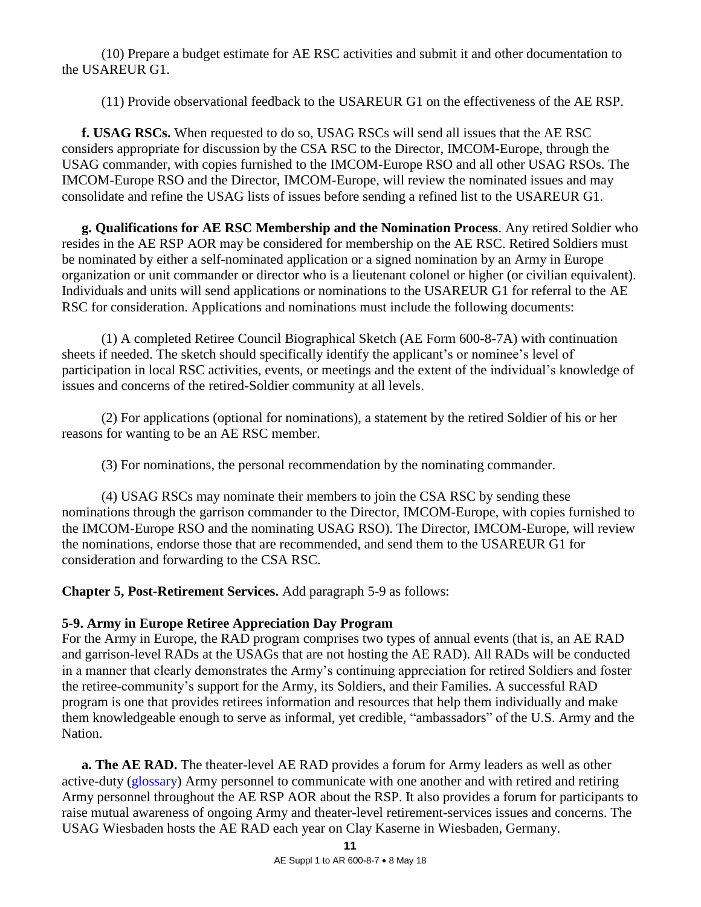(10) Prepare a budget estimate for AE RSC activities and submit it and other documentation to the USAREUR G1.

(11) Provide observational feedback to the USAREUR G1 on the effectiveness of the AE RSP.

**f. USAG RSCs.** When requested to do so, USAG RSCs will send all issues that the AE RSC considers appropriate for discussion by the CSA RSC to the Director, IMCOM-Europe, through the USAG commander, with copies furnished to the IMCOM-Europe RSO and all other USAG RSOs. The IMCOM-Europe RSO and the Director, IMCOM-Europe, will review the nominated issues and may consolidate and refine the USAG lists of issues before sending a refined list to the USAREUR G1.

**g. Qualifications for AE RSC Membership and the Nomination Process**. Any retired Soldier who resides in the AE RSP AOR may be considered for membership on the AE RSC. Retired Soldiers must be nominated by either a self-nominated application or a signed nomination by an Army in Europe organization or unit commander or director who is a lieutenant colonel or higher (or civilian equivalent). Individuals and units will send applications or nominations to the USAREUR G1 for referral to the AE RSC for consideration. Applications and nominations must include the following documents:

(1) A completed Retiree Council Biographical Sketch (AE Form 600-8-7A) with continuation sheets if needed. The sketch should specifically identify the applicant's or nominee's level of participation in local RSC activities, events, or meetings and the extent of the individual's knowledge of issues and concerns of the retired-Soldier community at all levels.

(2) For applications (optional for nominations), a statement by the retired Soldier of his or her reasons for wanting to be an AE RSC member.

(3) For nominations, the personal recommendation by the nominating commander.

(4) USAG RSCs may nominate their members to join the CSA RSC by sending these nominations through the garrison commander to the Director, IMCOM-Europe, with copies furnished to the IMCOM-Europe RSO and the nominating USAG RSO). The Director, IMCOM-Europe, will review the nominations, endorse those that are recommended, and send them to the USAREUR G1 for consideration and forwarding to the CSA RSC.

**Chapter 5, Post-Retirement Services.** Add paragraph 5-9 as follows:

**5-9. Army in Europe Retiree Appreciation Day Program**

For the Army in Europe, the RAD program comprises two types of annual events (that is, an AE RAD and garrison-level RADs at the USAGs that are not hosting the AE RAD). All RADs will be conducted in a manner that clearly demonstrates the Army's continuing appreciation for retired Soldiers and foster the retiree-community's support for the Army, its Soldiers, and their Families. A successful RAD program is one that provides retirees information and resources that help them individually and make them knowledgeable enough to serve as informal, yet credible, "ambassadors" of the U.S. Army and the Nation.

**a. The AE RAD.** The theater-level AE RAD provides a forum for Army leaders as well as other active-duty (glossary) Army personnel to communicate with one another and with retired and retiring Army personnel throughout the AE RSP AOR about the RSP. It also provides a forum for participants to raise mutual awareness of ongoing Army and theater-level retirement-services issues and concerns. The USAG Wiesbaden hosts the AE RAD each year on Clay Kaserne in Wiesbaden, Germany.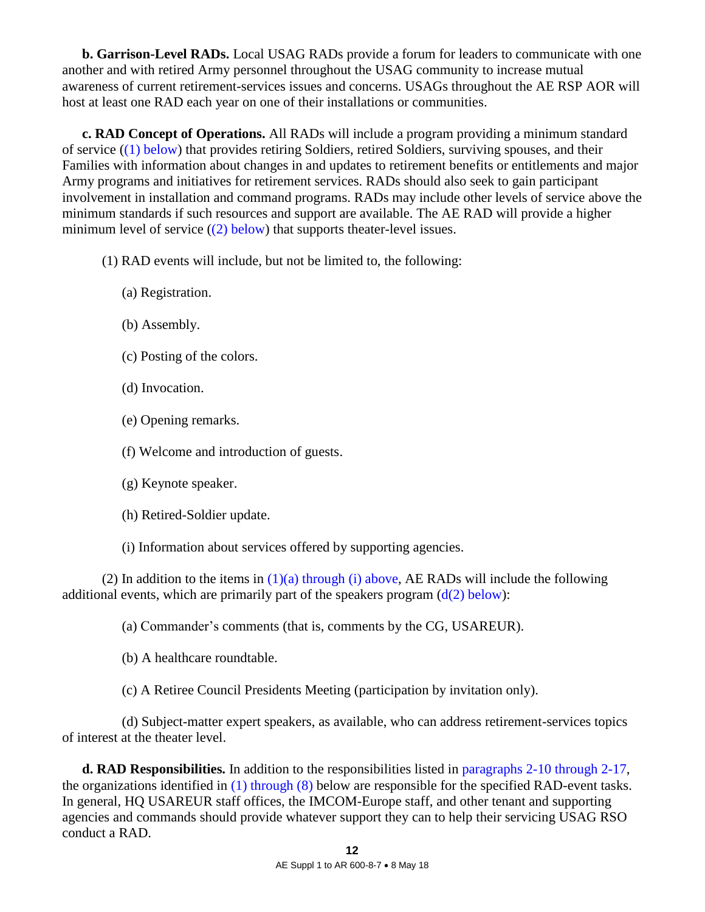**b. Garrison-Level RADs.** Local USAG RADs provide a forum for leaders to communicate with one another and with retired Army personnel throughout the USAG community to increase mutual awareness of current retirement-services issues and concerns. USAGs throughout the AE RSP AOR will host at least one RAD each year on one of their installations or communities.

**c. RAD Concept of Operations.** All RADs will include a program providing a minimum standard of service ((1) below) that provides retiring Soldiers, retired Soldiers, surviving spouses, and their Families with information about changes in and updates to retirement benefits or entitlements and major Army programs and initiatives for retirement services. RADs should also seek to gain participant involvement in installation and command programs. RADs may include other levels of service above the minimum standards if such resources and support are available. The AE RAD will provide a higher minimum level of service ((2) below) that supports theater-level issues.

(1) RAD events will include, but not be limited to, the following:

(a) Registration.

(b) Assembly.

(c) Posting of the colors.

(d) Invocation.

(e) Opening remarks.

(f) Welcome and introduction of guests.

(g) Keynote speaker.

(h) Retired-Soldier update.

(i) Information about services offered by supporting agencies.

(2) In addition to the items in (1)(a) through (i) above, AE RADs will include the following additional events, which are primarily part of the speakers program (d(2) below):

(a) Commander's comments (that is, comments by the CG, USAREUR).

(b) A healthcare roundtable.

(c) A Retiree Council Presidents Meeting (participation by invitation only).

(d) Subject-matter expert speakers, as available, who can address retirement-services topics of interest at the theater level.

**d. RAD Responsibilities.** In addition to the responsibilities listed in paragraphs 2-10 through 2-17, the organizations identified in (1) through (8) below are responsible for the specified RAD-event tasks. In general, HQ USAREUR staff offices, the IMCOM-Europe staff, and other tenant and supporting agencies and commands should provide whatever support they can to help their servicing USAG RSO conduct a RAD.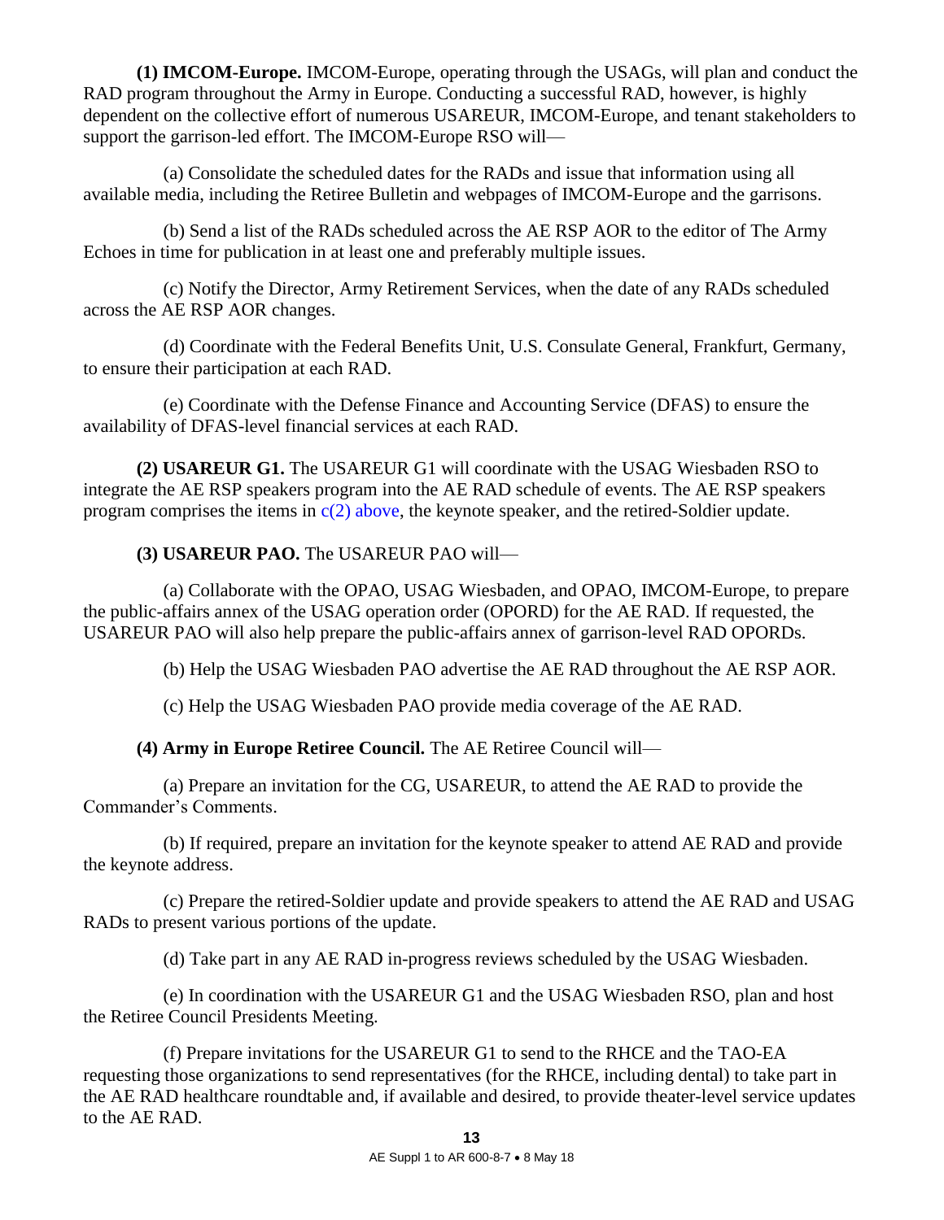**(1) IMCOM-Europe.** IMCOM-Europe, operating through the USAGs, will plan and conduct the RAD program throughout the Army in Europe. Conducting a successful RAD, however, is highly dependent on the collective effort of numerous USAREUR, IMCOM-Europe, and tenant stakeholders to support the garrison-led effort. The IMCOM-Europe RSO will—

(a) Consolidate the scheduled dates for the RADs and issue that information using all available media, including the Retiree Bulletin and webpages of IMCOM-Europe and the garrisons.

(b) Send a list of the RADs scheduled across the AE RSP AOR to the editor of The Army Echoes in time for publication in at least one and preferably multiple issues.

(c) Notify the Director, Army Retirement Services, when the date of any RADs scheduled across the AE RSP AOR changes.

(d) Coordinate with the Federal Benefits Unit, U.S. Consulate General, Frankfurt, Germany, to ensure their participation at each RAD.

(e) Coordinate with the Defense Finance and Accounting Service (DFAS) to ensure the availability of DFAS-level financial services at each RAD.

**(2) USAREUR G1.** The USAREUR G1 will coordinate with the USAG Wiesbaden RSO to integrate the AE RSP speakers program into the AE RAD schedule of events. The AE RSP speakers program comprises the items in c(2) above, the keynote speaker, and the retired-Soldier update.

**(3) USAREUR PAO.** The USAREUR PAO will—

(a) Collaborate with the OPAO, USAG Wiesbaden, and OPAO, IMCOM-Europe, to prepare the public-affairs annex of the USAG operation order (OPORD) for the AE RAD. If requested, the USAREUR PAO will also help prepare the public-affairs annex of garrison-level RAD OPORDs.

(b) Help the USAG Wiesbaden PAO advertise the AE RAD throughout the AE RSP AOR.

(c) Help the USAG Wiesbaden PAO provide media coverage of the AE RAD.

**(4) Army in Europe Retiree Council.** The AE Retiree Council will—

(a) Prepare an invitation for the CG, USAREUR, to attend the AE RAD to provide the Commander's Comments.

(b) If required, prepare an invitation for the keynote speaker to attend AE RAD and provide the keynote address.

(c) Prepare the retired-Soldier update and provide speakers to attend the AE RAD and USAG RADs to present various portions of the update.

(d) Take part in any AE RAD in-progress reviews scheduled by the USAG Wiesbaden.

(e) In coordination with the USAREUR G1 and the USAG Wiesbaden RSO, plan and host the Retiree Council Presidents Meeting.

(f) Prepare invitations for the USAREUR G1 to send to the RHCE and the TAO-EA requesting those organizations to send representatives (for the RHCE, including dental) to take part in the AE RAD healthcare roundtable and, if available and desired, to provide theater-level service updates to the AE RAD.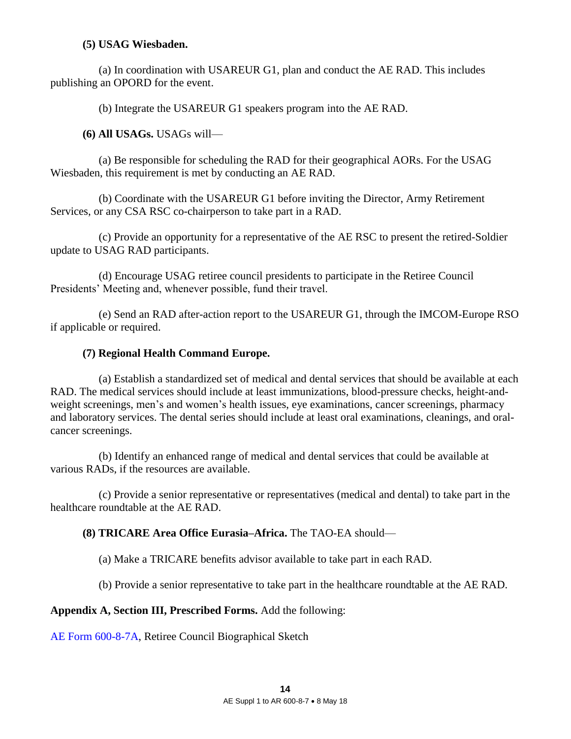**(5) USAG Wiesbaden.**

(a) In coordination with USAREUR G1, plan and conduct the AE RAD. This includes publishing an OPORD for the event.

(b) Integrate the USAREUR G1 speakers program into the AE RAD.

**(6) All USAGs.** USAGs will—

(a) Be responsible for scheduling the RAD for their geographical AORs. For the USAG Wiesbaden, this requirement is met by conducting an AE RAD.

(b) Coordinate with the USAREUR G1 before inviting the Director, Army Retirement Services, or any CSA RSC co-chairperson to take part in a RAD.

(c) Provide an opportunity for a representative of the AE RSC to present the retired-Soldier update to USAG RAD participants.

(d) Encourage USAG retiree council presidents to participate in the Retiree Council Presidents' Meeting and, whenever possible, fund their travel.

(e) Send an RAD after-action report to the USAREUR G1, through the IMCOM-Europe RSO if applicable or required.

**(7) Regional Health Command Europe.**

(a) Establish a standardized set of medical and dental services that should be available at each RAD. The medical services should include at least immunizations, blood-pressure checks, height-and-weight screenings, men's and women's health issues, eye examinations, cancer screenings, pharmacy and laboratory services. The dental series should include at least oral examinations, cleanings, and oral-cancer screenings.

(b) Identify an enhanced range of medical and dental services that could be available at various RADs, if the resources are available.

(c) Provide a senior representative or representatives (medical and dental) to take part in the healthcare roundtable at the AE RAD.

**(8) TRICARE Area Office Eurasia–Africa.** The TAO-EA should—

(a) Make a TRICARE benefits advisor available to take part in each RAD.

(b) Provide a senior representative to take part in the healthcare roundtable at the AE RAD.

**Appendix A, Section III, Prescribed Forms.** Add the following:

AE Form 600-8-7A, Retiree Council Biographical Sketch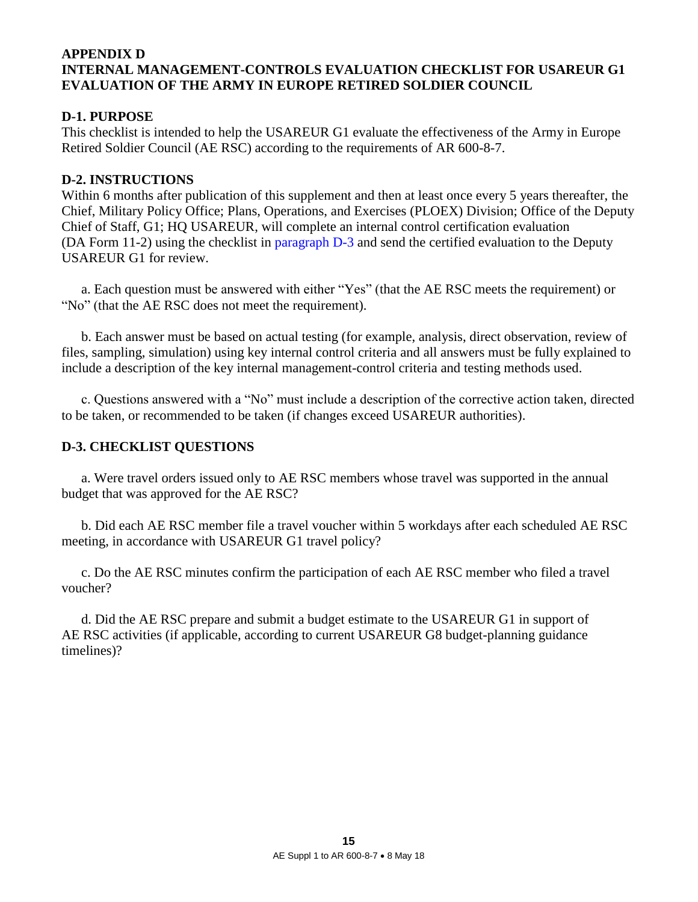# APPENDIX D
# INTERNAL MANAGEMENT-CONTROLS EVALUATION CHECKLIST FOR USAREUR G1 EVALUATION OF THE ARMY IN EUROPE RETIRED SOLDIER COUNCIL

## D-1. PURPOSE

This checklist is intended to help the USAREUR G1 evaluate the effectiveness of the Army in Europe Retired Soldier Council (AE RSC) according to the requirements of AR 600-8-7.

## D-2. INSTRUCTIONS

Within 6 months after publication of this supplement and then at least once every 5 years thereafter, the Chief, Military Policy Office; Plans, Operations, and Exercises (PLOEX) Division; Office of the Deputy Chief of Staff, G1; HQ USAREUR, will complete an internal control certification evaluation (DA Form 11-2) using the checklist in paragraph D-3 and send the certified evaluation to the Deputy USAREUR G1 for review.

a. Each question must be answered with either "Yes" (that the AE RSC meets the requirement) or "No" (that the AE RSC does not meet the requirement).

b. Each answer must be based on actual testing (for example, analysis, direct observation, review of files, sampling, simulation) using key internal control criteria and all answers must be fully explained to include a description of the key internal management-control criteria and testing methods used.

c. Questions answered with a "No" must include a description of the corrective action taken, directed to be taken, or recommended to be taken (if changes exceed USAREUR authorities).

## D-3. CHECKLIST QUESTIONS

a. Were travel orders issued only to AE RSC members whose travel was supported in the annual budget that was approved for the AE RSC?

b. Did each AE RSC member file a travel voucher within 5 workdays after each scheduled AE RSC meeting, in accordance with USAREUR G1 travel policy?

c. Do the AE RSC minutes confirm the participation of each AE RSC member who filed a travel voucher?

d. Did the AE RSC prepare and submit a budget estimate to the USAREUR G1 in support of AE RSC activities (if applicable, according to current USAREUR G8 budget-planning guidance timelines)?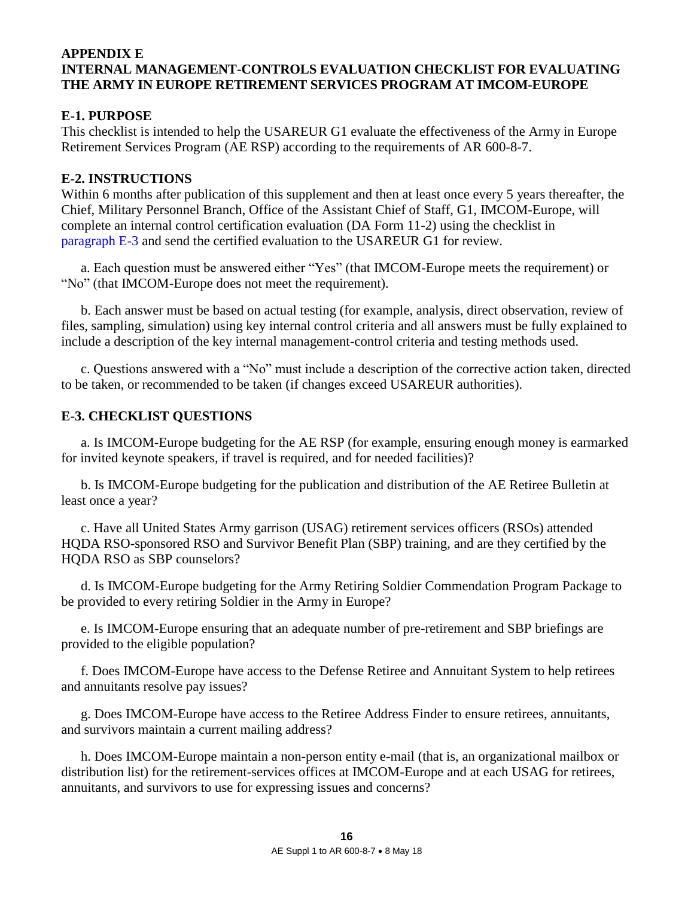## APPENDIX E
## INTERNAL MANAGEMENT-CONTROLS EVALUATION CHECKLIST FOR EVALUATING THE ARMY IN EUROPE RETIREMENT SERVICES PROGRAM AT IMCOM-EUROPE

### E-1. PURPOSE

This checklist is intended to help the USAREUR G1 evaluate the effectiveness of the Army in Europe Retirement Services Program (AE RSP) according to the requirements of AR 600-8-7.

### E-2. INSTRUCTIONS

Within 6 months after publication of this supplement and then at least once every 5 years thereafter, the Chief, Military Personnel Branch, Office of the Assistant Chief of Staff, G1, IMCOM-Europe, will complete an internal control certification evaluation (DA Form 11-2) using the checklist in paragraph E-3 and send the certified evaluation to the USAREUR G1 for review.

a. Each question must be answered either "Yes" (that IMCOM-Europe meets the requirement) or "No" (that IMCOM-Europe does not meet the requirement).

b. Each answer must be based on actual testing (for example, analysis, direct observation, review of files, sampling, simulation) using key internal control criteria and all answers must be fully explained to include a description of the key internal management-control criteria and testing methods used.

c. Questions answered with a "No" must include a description of the corrective action taken, directed to be taken, or recommended to be taken (if changes exceed USAREUR authorities).

### E-3. CHECKLIST QUESTIONS

a. Is IMCOM-Europe budgeting for the AE RSP (for example, ensuring enough money is earmarked for invited keynote speakers, if travel is required, and for needed facilities)?

b. Is IMCOM-Europe budgeting for the publication and distribution of the AE Retiree Bulletin at least once a year?

c. Have all United States Army garrison (USAG) retirement services officers (RSOs) attended HQDA RSO-sponsored RSO and Survivor Benefit Plan (SBP) training, and are they certified by the HQDA RSO as SBP counselors?

d. Is IMCOM-Europe budgeting for the Army Retiring Soldier Commendation Program Package to be provided to every retiring Soldier in the Army in Europe?

e. Is IMCOM-Europe ensuring that an adequate number of pre-retirement and SBP briefings are provided to the eligible population?

f. Does IMCOM-Europe have access to the Defense Retiree and Annuitant System to help retirees and annuitants resolve pay issues?

g. Does IMCOM-Europe have access to the Retiree Address Finder to ensure retirees, annuitants, and survivors maintain a current mailing address?

h. Does IMCOM-Europe maintain a non-person entity e-mail (that is, an organizational mailbox or distribution list) for the retirement-services offices at IMCOM-Europe and at each USAG for retirees, annuitants, and survivors to use for expressing issues and concerns?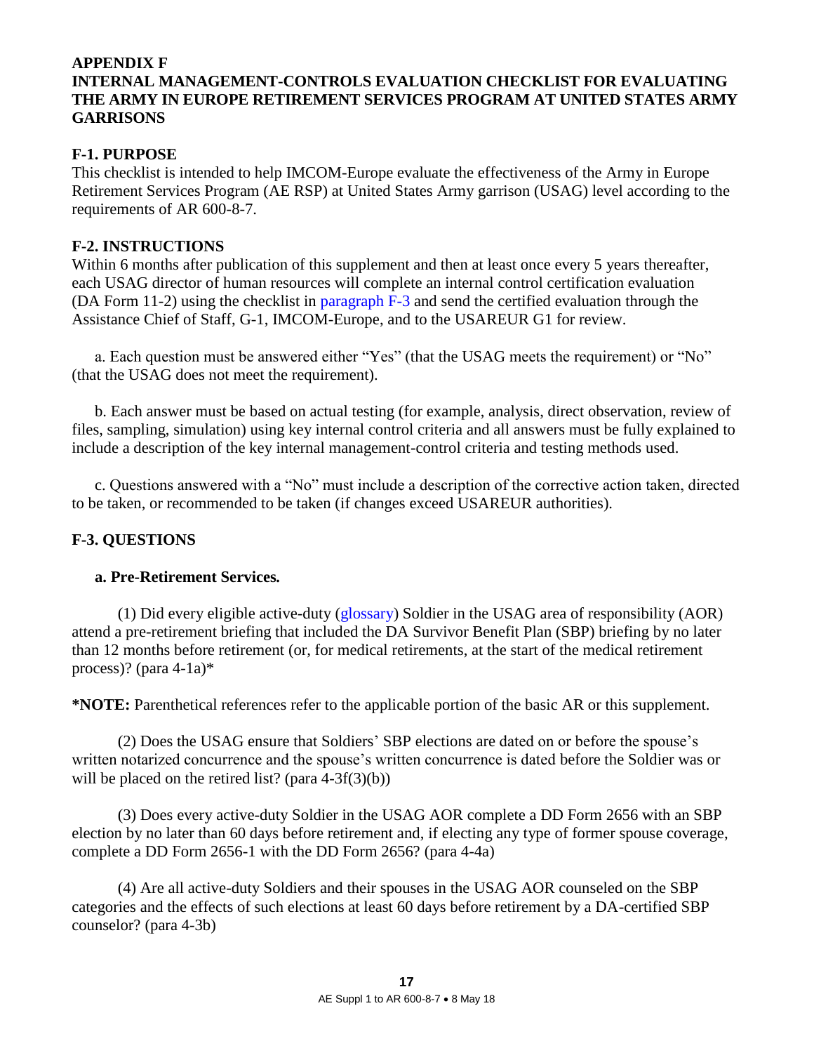## APPENDIX F
## INTERNAL MANAGEMENT-CONTROLS EVALUATION CHECKLIST FOR EVALUATING THE ARMY IN EUROPE RETIREMENT SERVICES PROGRAM AT UNITED STATES ARMY GARRISONS

### F-1. PURPOSE

This checklist is intended to help IMCOM-Europe evaluate the effectiveness of the Army in Europe Retirement Services Program (AE RSP) at United States Army garrison (USAG) level according to the requirements of AR 600-8-7.

### F-2. INSTRUCTIONS

Within 6 months after publication of this supplement and then at least once every 5 years thereafter, each USAG director of human resources will complete an internal control certification evaluation (DA Form 11-2) using the checklist in paragraph F-3 and send the certified evaluation through the Assistance Chief of Staff, G-1, IMCOM-Europe, and to the USAREUR G1 for review.

a. Each question must be answered either "Yes" (that the USAG meets the requirement) or "No" (that the USAG does not meet the requirement).

b. Each answer must be based on actual testing (for example, analysis, direct observation, review of files, sampling, simulation) using key internal control criteria and all answers must be fully explained to include a description of the key internal management-control criteria and testing methods used.

c. Questions answered with a "No" must include a description of the corrective action taken, directed to be taken, or recommended to be taken (if changes exceed USAREUR authorities).

### F-3. QUESTIONS

**a. Pre-Retirement Services.**

(1) Did every eligible active-duty (glossary) Soldier in the USAG area of responsibility (AOR) attend a pre-retirement briefing that included the DA Survivor Benefit Plan (SBP) briefing by no later than 12 months before retirement (or, for medical retirements, at the start of the medical retirement process)? (para 4-1a)*

**\*NOTE:** Parenthetical references refer to the applicable portion of the basic AR or this supplement.

(2) Does the USAG ensure that Soldiers' SBP elections are dated on or before the spouse's written notarized concurrence and the spouse's written concurrence is dated before the Soldier was or will be placed on the retired list? (para 4-3f(3)(b))

(3) Does every active-duty Soldier in the USAG AOR complete a DD Form 2656 with an SBP election by no later than 60 days before retirement and, if electing any type of former spouse coverage, complete a DD Form 2656-1 with the DD Form 2656? (para 4-4a)

(4) Are all active-duty Soldiers and their spouses in the USAG AOR counseled on the SBP categories and the effects of such elections at least 60 days before retirement by a DA-certified SBP counselor? (para 4-3b)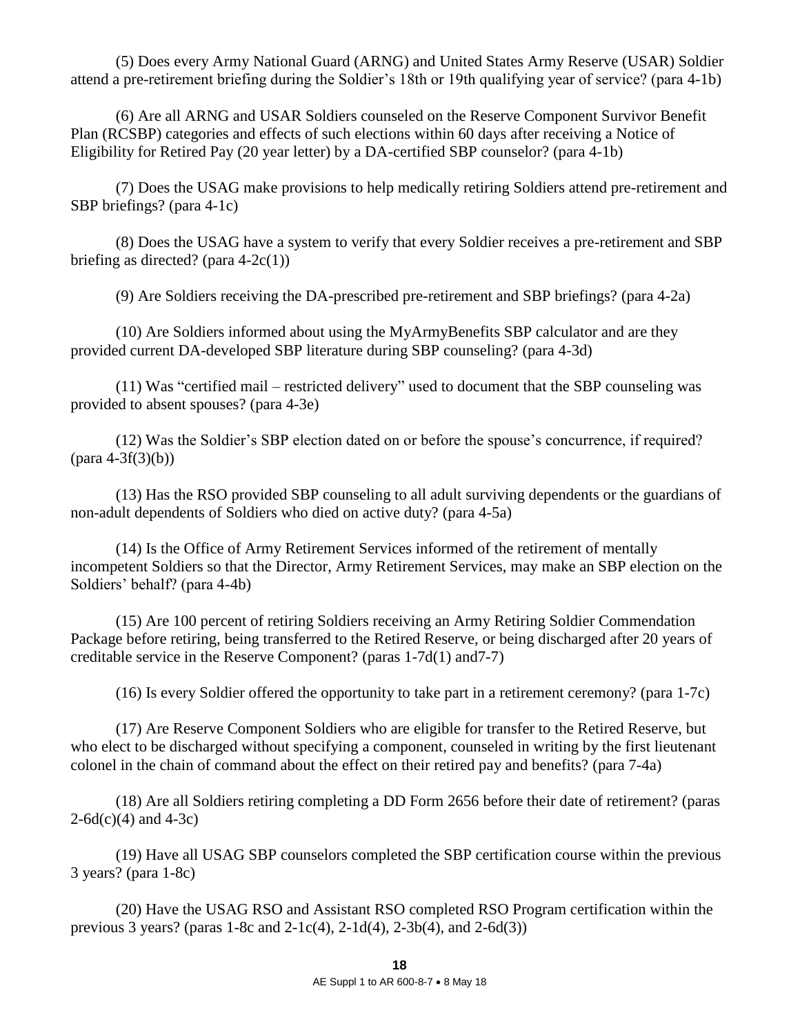(5) Does every Army National Guard (ARNG) and United States Army Reserve (USAR) Soldier attend a pre-retirement briefing during the Soldier's 18th or 19th qualifying year of service? (para 4-1b)

(6) Are all ARNG and USAR Soldiers counseled on the Reserve Component Survivor Benefit Plan (RCSBP) categories and effects of such elections within 60 days after receiving a Notice of Eligibility for Retired Pay (20 year letter) by a DA-certified SBP counselor? (para 4-1b)

(7) Does the USAG make provisions to help medically retiring Soldiers attend pre-retirement and SBP briefings? (para 4-1c)

(8) Does the USAG have a system to verify that every Soldier receives a pre-retirement and SBP briefing as directed? (para 4-2c(1))

(9) Are Soldiers receiving the DA-prescribed pre-retirement and SBP briefings? (para 4-2a)

(10) Are Soldiers informed about using the MyArmyBenefits SBP calculator and are they provided current DA-developed SBP literature during SBP counseling? (para 4-3d)

(11) Was "certified mail – restricted delivery" used to document that the SBP counseling was provided to absent spouses? (para 4-3e)

(12) Was the Soldier's SBP election dated on or before the spouse's concurrence, if required? (para 4-3f(3)(b))

(13) Has the RSO provided SBP counseling to all adult surviving dependents or the guardians of non-adult dependents of Soldiers who died on active duty? (para 4-5a)

(14) Is the Office of Army Retirement Services informed of the retirement of mentally incompetent Soldiers so that the Director, Army Retirement Services, may make an SBP election on the Soldiers' behalf? (para 4-4b)

(15) Are 100 percent of retiring Soldiers receiving an Army Retiring Soldier Commendation Package before retiring, being transferred to the Retired Reserve, or being discharged after 20 years of creditable service in the Reserve Component? (paras 1-7d(1) and7-7)

(16) Is every Soldier offered the opportunity to take part in a retirement ceremony? (para 1-7c)

(17) Are Reserve Component Soldiers who are eligible for transfer to the Retired Reserve, but who elect to be discharged without specifying a component, counseled in writing by the first lieutenant colonel in the chain of command about the effect on their retired pay and benefits? (para 7-4a)

(18) Are all Soldiers retiring completing a DD Form 2656 before their date of retirement? (paras 2-6d(c)(4) and 4-3c)

(19) Have all USAG SBP counselors completed the SBP certification course within the previous 3 years? (para 1-8c)

(20) Have the USAG RSO and Assistant RSO completed RSO Program certification within the previous 3 years? (paras 1-8c and 2-1c(4), 2-1d(4), 2-3b(4), and 2-6d(3))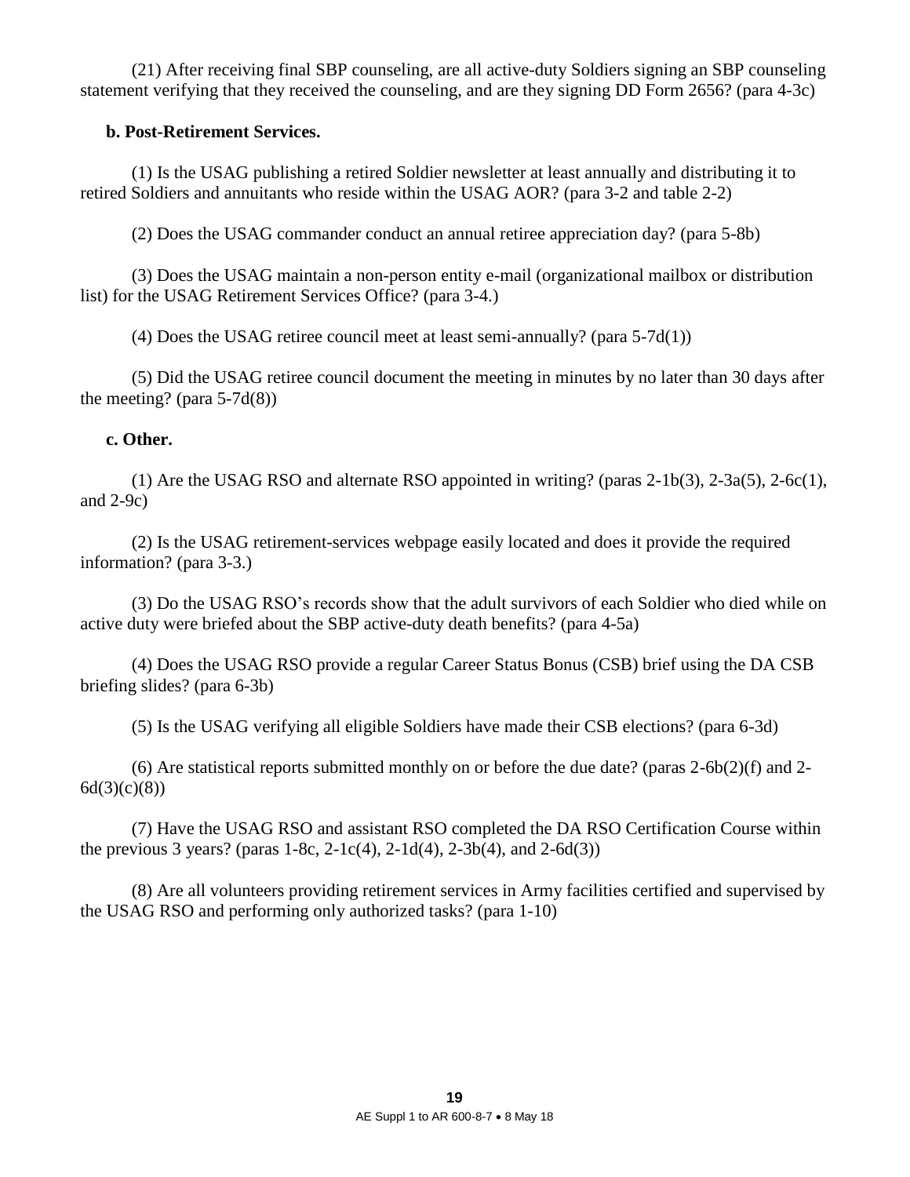(21) After receiving final SBP counseling, are all active-duty Soldiers signing an SBP counseling statement verifying that they received the counseling, and are they signing DD Form 2656? (para 4-3c)

**b. Post-Retirement Services.**

(1) Is the USAG publishing a retired Soldier newsletter at least annually and distributing it to retired Soldiers and annuitants who reside within the USAG AOR? (para 3-2 and table 2-2)

(2) Does the USAG commander conduct an annual retiree appreciation day? (para 5-8b)

(3) Does the USAG maintain a non-person entity e-mail (organizational mailbox or distribution list) for the USAG Retirement Services Office? (para 3-4.)

(4) Does the USAG retiree council meet at least semi-annually? (para 5-7d(1))

(5) Did the USAG retiree council document the meeting in minutes by no later than 30 days after the meeting? (para 5-7d(8))

**c. Other.**

(1) Are the USAG RSO and alternate RSO appointed in writing? (paras 2-1b(3), 2-3a(5), 2-6c(1), and 2-9c)

(2) Is the USAG retirement-services webpage easily located and does it provide the required information? (para 3-3.)

(3) Do the USAG RSO's records show that the adult survivors of each Soldier who died while on active duty were briefed about the SBP active-duty death benefits? (para 4-5a)

(4) Does the USAG RSO provide a regular Career Status Bonus (CSB) brief using the DA CSB briefing slides? (para 6-3b)

(5) Is the USAG verifying all eligible Soldiers have made their CSB elections? (para 6-3d)

(6) Are statistical reports submitted monthly on or before the due date? (paras 2-6b(2)(f) and 2-6d(3)(c)(8))

(7) Have the USAG RSO and assistant RSO completed the DA RSO Certification Course within the previous 3 years? (paras 1-8c, 2-1c(4), 2-1d(4), 2-3b(4), and 2-6d(3))

(8) Are all volunteers providing retirement services in Army facilities certified and supervised by the USAG RSO and performing only authorized tasks? (para 1-10)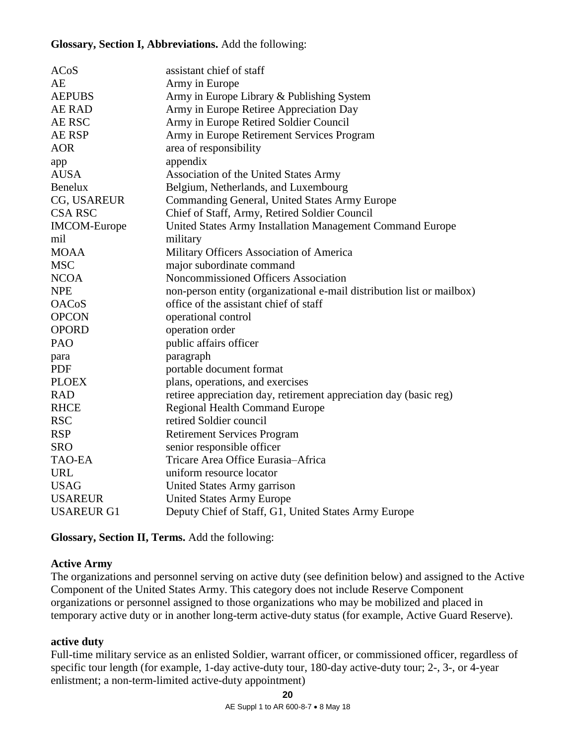**Glossary, Section I, Abbreviations.** Add the following:

| | |
|---|---|
| ACoS | assistant chief of staff |
| AE | Army in Europe |
| AEPUBS | Army in Europe Library & Publishing System |
| AE RAD | Army in Europe Retiree Appreciation Day |
| AE RSC | Army in Europe Retired Soldier Council |
| AE RSP | Army in Europe Retirement Services Program |
| AOR | area of responsibility |
| app | appendix |
| AUSA | Association of the United States Army |
| Benelux | Belgium, Netherlands, and Luxembourg |
| CG, USAREUR | Commanding General, United States Army Europe |
| CSA RSC | Chief of Staff, Army, Retired Soldier Council |
| IMCOM-Europe | United States Army Installation Management Command Europe |
| mil | military |
| MOAA | Military Officers Association of America |
| MSC | major subordinate command |
| NCOA | Noncommissioned Officers Association |
| NPE | non-person entity (organizational e-mail distribution list or mailbox) |
| OACoS | office of the assistant chief of staff |
| OPCON | operational control |
| OPORD | operation order |
| PAO | public affairs officer |
| para | paragraph |
| PDF | portable document format |
| PLOEX | plans, operations, and exercises |
| RAD | retiree appreciation day, retirement appreciation day (basic reg) |
| RHCE | Regional Health Command Europe |
| RSC | retired Soldier council |
| RSP | Retirement Services Program |
| SRO | senior responsible officer |
| TAO-EA | Tricare Area Office Eurasia–Africa |
| URL | uniform resource locator |
| USAG | United States Army garrison |
| USAREUR | United States Army Europe |
| USAREUR G1 | Deputy Chief of Staff, G1, United States Army Europe |

**Glossary, Section II, Terms.** Add the following:

**Active Army**
The organizations and personnel serving on active duty (see definition below) and assigned to the Active Component of the United States Army. This category does not include Reserve Component organizations or personnel assigned to those organizations who may be mobilized and placed in temporary active duty or in another long-term active-duty status (for example, Active Guard Reserve).

**active duty**
Full-time military service as an enlisted Soldier, warrant officer, or commissioned officer, regardless of specific tour length (for example, 1-day active-duty tour, 180-day active-duty tour; 2-, 3-, or 4-year enlistment; a non-term-limited active-duty appointment)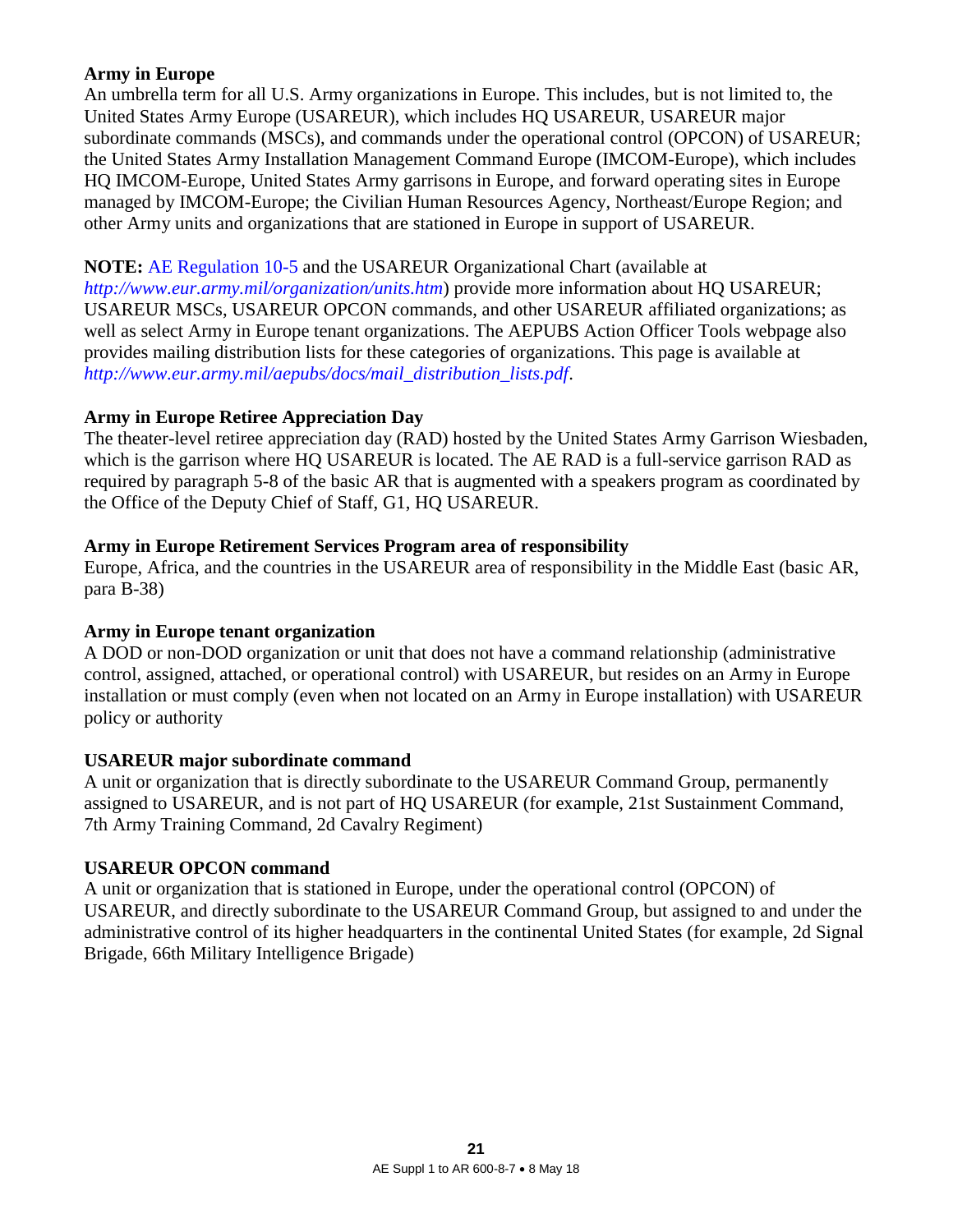**Army in Europe**
An umbrella term for all U.S. Army organizations in Europe. This includes, but is not limited to, the United States Army Europe (USAREUR), which includes HQ USAREUR, USAREUR major subordinate commands (MSCs), and commands under the operational control (OPCON) of USAREUR; the United States Army Installation Management Command Europe (IMCOM-Europe), which includes HQ IMCOM-Europe, United States Army garrisons in Europe, and forward operating sites in Europe managed by IMCOM-Europe; the Civilian Human Resources Agency, Northeast/Europe Region; and other Army units and organizations that are stationed in Europe in support of USAREUR.

**NOTE:** AE Regulation 10-5 and the USAREUR Organizational Chart (available at *http://www.eur.army.mil/organization/units.htm*) provide more information about HQ USAREUR; USAREUR MSCs, USAREUR OPCON commands, and other USAREUR affiliated organizations; as well as select Army in Europe tenant organizations. The AEPUBS Action Officer Tools webpage also provides mailing distribution lists for these categories of organizations. This page is available at *http://www.eur.army.mil/aepubs/docs/mail_distribution_lists.pdf*.

**Army in Europe Retiree Appreciation Day**
The theater-level retiree appreciation day (RAD) hosted by the United States Army Garrison Wiesbaden, which is the garrison where HQ USAREUR is located. The AE RAD is a full-service garrison RAD as required by paragraph 5-8 of the basic AR that is augmented with a speakers program as coordinated by the Office of the Deputy Chief of Staff, G1, HQ USAREUR.

**Army in Europe Retirement Services Program area of responsibility**
Europe, Africa, and the countries in the USAREUR area of responsibility in the Middle East (basic AR, para B-38)

**Army in Europe tenant organization**
A DOD or non-DOD organization or unit that does not have a command relationship (administrative control, assigned, attached, or operational control) with USAREUR, but resides on an Army in Europe installation or must comply (even when not located on an Army in Europe installation) with USAREUR policy or authority

**USAREUR major subordinate command**
A unit or organization that is directly subordinate to the USAREUR Command Group, permanently assigned to USAREUR, and is not part of HQ USAREUR (for example, 21st Sustainment Command, 7th Army Training Command, 2d Cavalry Regiment)

**USAREUR OPCON command**
A unit or organization that is stationed in Europe, under the operational control (OPCON) of USAREUR, and directly subordinate to the USAREUR Command Group, but assigned to and under the administrative control of its higher headquarters in the continental United States (for example, 2d Signal Brigade, 66th Military Intelligence Brigade)